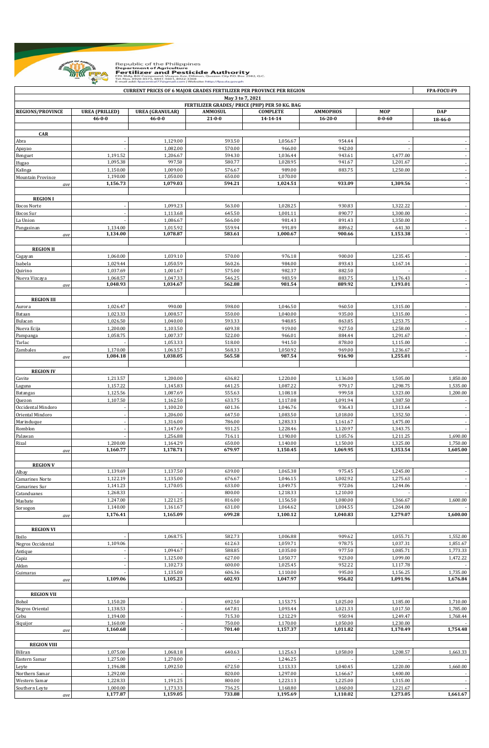Republic of the Philippines
Department of Agriculture
**Fertilizer and Pesticide Authority**
FPA Bldg. BAI Compound, Visayas Ave. Diliman, Quezon City P.O. Box 2582, Q.C.
Tel. Nos. 8920-8573, 8441-1601, 8922-3368
E-mail add: fpacentral77@gmail.com | Website: http://fpa.da.gov.ph

| CURRENT PRICES OF 6 MAJOR GRADES FERTILIZER PER PROVINCE PER REGION | | | | | | | FPA-FOCU-F9 |
|---|---|---|---|---|---|---|---|
| May 3 to 7, 2021 | | | | | | | |
| FERTILIZER GRADES/ PRICE (PHP) PER 50 KG. BAG | | | | | | | |
| **REGIONS/PROVINCE** | **UREA (PRILLED)** | **UREA (GRANULAR)** | **AMMOSUL** | **COMPLETE** | **AMMOPHOS** | **MOP** | **DAP** |
| | **46-0-0** | **46-0-0** | **21-0-0** | **14-14-14** | **16-20-0** | **0-0-60** | **18-46-0** |
| **CAR** | | | | | | | |
| Abra | - | 1,129.00 | 593.50 | 1,056.67 | 954.44 | - | - |
| Apayao | - | 1,082.00 | 570.00 | 966.00 | 942.00 | - | - |
| Benguet | 1,191.52 | 1,206.67 | 594.30 | 1,036.44 | 943.61 | 1,477.00 | - |
| Ifugao | 1,095.38 | 997.50 | 580.77 | 1,028.95 | 941.67 | 1,201.67 | - |
| Kalinga | 1,150.00 | 1,009.00 | 576.67 | 989.00 | 883.75 | 1,250.00 | - |
| Mountain Province | 1,190.00 | 1,050.00 | 650.00 | 1,070.00 | | | - |
| *ave* | **1,156.73** | **1,079.03** | **594.21** | **1,024.51** | **933.09** | **1,309.56** | **-** |
| **REGION I** | | | | | | | |
| Ilocos Norte | - | 1,099.23 | 563.00 | 1,028.25 | 930.83 | 1,322.22 | - |
| Ilocos Sur | - | 1,113.68 | 645.50 | 1,001.11 | 890.77 | 1,300.00 | - |
| La Union | - | 1,086.67 | 566.00 | 981.43 | 891.43 | 1,350.00 | - |
| Pangasinan | 1,134.00 | 1,015.92 | 559.94 | 991.89 | 889.62 | 641.30 | - |
| *ave* | **1,134.00** | **1,078.87** | **583.61** | **1,000.67** | **900.66** | **1,153.38** | **-** |
| **REGION II** | | | | | | | |
| Cagayan | 1,060.00 | 1,039.10 | 570.00 | 976.18 | 900.00 | 1,235.45 | - |
| Isabela | 1,029.44 | 1,050.59 | 560.26 | 984.00 | 893.43 | 1,167.14 | - |
| Quirino | 1,037.69 | 1,001.67 | 575.00 | 982.37 | 882.50 | - | - |
| Nueva Vizcaya | 1,068.57 | 1,047.33 | 546.25 | 983.59 | 883.75 | 1,176.43 | - |
| *ave* | **1,048.93** | **1,034.67** | **562.88** | **981.54** | **889.92** | **1,193.01** | **-** |
| **REGION III** | | | | | | | |
| Aurora | 1,026.47 | 990.00 | 598.00 | 1,046.50 | 960.50 | 1,315.00 | - |
| Bataan | 1,023.33 | 1,008.57 | 550.00 | 1,040.00 | 935.00 | 1,315.00 | - |
| Bulacan | 1,026.50 | 1,040.00 | 593.33 | 948.85 | 863.85 | 1,253.75 | - |
| Nueva Ecija | 1,200.00 | 1,103.50 | 609.38 | 919.00 | 927.50 | 1,258.00 | - |
| Pampanga | 1,058.75 | 1,007.37 | 522.00 | 966.01 | 884.44 | 1,291.67 | - |
| Tarlac | - | 1,053.33 | 518.00 | 941.50 | 878.00 | 1,115.00 | - |
| Zambales | 1,170.00 | 1,063.57 | 568.33 | 1,050.92 | 969.00 | 1,236.67 | - |
| *ave* | **1,084.18** | **1,038.05** | **565.58** | **987.54** | **916.90** | **1,255.01** | **-** |
| **REGION IV** | | | | | | | |
| Cavite | 1,213.57 | 1,200.00 | 636.82 | 1,220.00 | 1,136.00 | 1,505.00 | 1,850.00 |
| Laguna | 1,157.22 | 1,145.83 | 641.25 | 1,087.22 | 979.17 | 1,298.75 | 1,535.00 |
| Batangas | 1,125.56 | 1,087.69 | 555.63 | 1,108.18 | 999.58 | 1,323.00 | 1,200.00 |
| Quezon | 1,107.50 | 1,162.50 | 633.75 | 1,117.08 | 1,091.94 | 1,387.50 | - |
| Occidental Mindoro | - | 1,100.20 | 601.36 | 1,046.76 | 936.43 | 1,313.64 | - |
| Oriental Mindoro | - | 1,206.00 | 647.50 | 1,083.50 | 1,018.00 | 1,352.50 | - |
| Marinduque | - | 1,316.00 | 786.00 | 1,283.33 | 1,161.67 | 1,475.00 | - |
| Romblon | - | 1,147.69 | 931.25 | 1,228.46 | 1,120.97 | 1,343.75 | - |
| Palawan | - | 1,256.88 | 716.11 | 1,190.00 | 1,105.76 | 1,211.25 | 1,690.00 |
| Rizal | 1,200.00 | 1,164.29 | 650.00 | 1,140.00 | 1,150.00 | 1,325.00 | 1,750.00 |
| *ave* | **1,160.77** | **1,178.71** | **679.97** | **1,150.45** | **1,069.95** | **1,353.54** | **1,605.00** |
| **REGION V** | | | | | | | |
| Albay | 1,139.69 | 1,137.50 | 639.00 | 1,065.38 | 975.45 | 1,245.00 | - |
| Camarines Norte | 1,122.19 | 1,135.00 | 676.67 | 1,046.15 | 1,002.92 | 1,275.63 | - |
| Camarines Sur | 1,141.23 | 1,170.05 | 633.00 | 1,049.75 | 972.06 | 1,244.06 | - |
| Catanduanes | 1,268.33 | - | 800.00 | 1,218.33 | 1,210.00 | - | - |
| Masbate | 1,247.00 | 1,221.25 | 816.00 | 1,156.50 | 1,080.00 | 1,366.67 | 1,600.00 |
| Sorsogon | 1,140.00 | 1,161.67 | 631.00 | 1,064.62 | 1,004.55 | 1,264.00 | - |
| *ave* | **1,176.41** | **1,165.09** | **699.28** | **1,100.12** | **1,040.83** | **1,279.07** | **1,600.00** |
| **REGION VI** | | | | | | | |
| Iloilo | - | 1,068.75 | 582.73 | 1,006.88 | 909.62 | 1,055.71 | 1,552.00 |
| Negros Occidental | 1,109.06 | - | 612.63 | 1,059.71 | 978.75 | 1,037.31 | 1,851.67 |
| Antique | - | 1,094.67 | 588.85 | 1,035.00 | 977.50 | 1,085.71 | 1,773.33 |
| Capiz | - | 1,125.00 | 627.00 | 1,050.77 | 923.00 | 1,099.00 | 1,472.22 |
| Aklan | - | 1,102.73 | 600.00 | 1,025.45 | 952.22 | 1,117.78 | - |
| Guimaras | - | 1,135.00 | 606.36 | 1,110.00 | 995.00 | 1,156.25 | 1,735.00 |
| *ave* | **1,109.06** | **1,105.23** | **602.93** | **1,047.97** | **956.02** | **1,091.96** | **1,676.84** |
| **REGION VII** | | | | | | | |
| Bohol | 1,150.20 | - | 692.50 | 1,153.75 | 1,025.00 | 1,185.00 | 1,710.00 |
| Negros Oriental | 1,138.53 | - | 647.81 | 1,093.44 | 1,021.33 | 1,017.50 | 1,785.00 |
| Cebu | 1,194.00 | - | 715.30 | 1,212.29 | 950.94 | 1,249.47 | 1,768.44 |
| Siquijor | 1,160.00 | - | 750.00 | 1,170.00 | 1,050.00 | 1,230.00 | - |
| *ave* | **1,160.68** | **-** | **701.40** | **1,157.37** | **1,011.82** | **1,170.49** | **1,754.48** |
| **REGION VIII** | | | | | | | |
| Biliran | 1,075.00 | 1,068.18 | 640.63 | 1,125.63 | 1,058.00 | 1,208.57 | 1,663.33 |
| Eastern Samar | 1,275.00 | 1,270.00 | - | 1,246.25 | - | - | - |
| Leyte | 1,196.88 | 1,092.50 | 672.50 | 1,113.33 | 1,040.45 | 1,220.00 | 1,660.00 |
| Northern Samar | 1,292.00 | - | 820.00 | 1,297.00 | 1,166.67 | 1,400.00 | - |
| Western Samar | 1,228.33 | 1,191.25 | 800.00 | 1,223.13 | 1,225.00 | 1,315.00 | - |
| Southern Leyte | 1,000.00 | 1,173.33 | 736.25 | 1,168.80 | 1,060.00 | 1,221.67 | - |
| *ave* | **1,177.87** | **1,159.05** | **733.88** | **1,195.69** | **1,110.02** | **1,273.05** | **1,661.67** |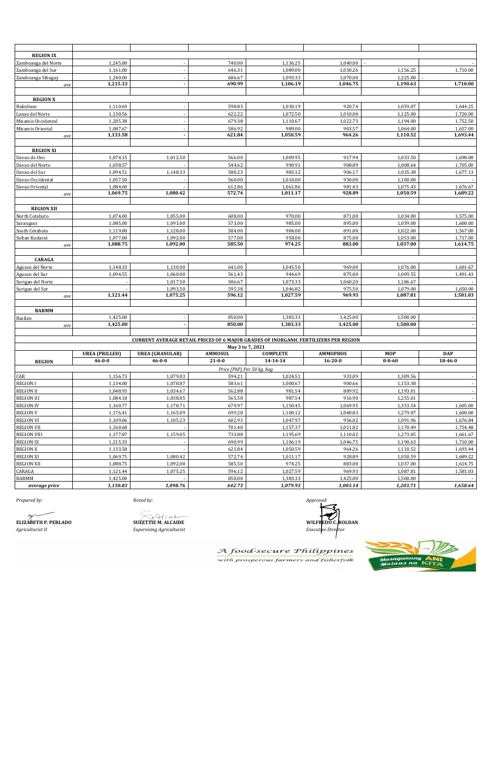| | | | | | | | |
|---|---|---|---|---|---|---|---|
| **REGION IX** | | | | | | | |
| Zamboanga del Norte | 1,245.00 | - | 740.00 | 1,136.25 | 1,040.00 | - | - |
| Zamboanga del Sur | 1,161.00 | - | 646.31 | 1,089.00 | 1,030.26 | 1,156.25 | 1,710.00 |
| Zamboanga Sibugay | 1,240.00 | - | 686.67 | 1,093.33 | 1,070.00 | 1,225.00 | - |
| *ave* | **1,215.33** | **-** | **690.99** | **1,106.19** | **1,046.75** | **1,190.63** | **1,710.00** |
| **REGION X** | | | | | | | |
| Bukidnon | 1,110.69 | - | 598.83 | 1,030.19 | 920.74 | 1,059.07 | 1,644.25 |
| Lanao del Norte | 1,130.56 | - | 622.22 | 1,072.50 | 1,010.00 | 1,125.00 | 1,720.00 |
| Misamis Occidental | 1,205.38 | - | 679.38 | 1,110.67 | 1,022.73 | 1,194.00 | 1,752.50 |
| Misamis Oriental | 1,087.67 | - | 586.92 | 989.00 | 903.57 | 1,064.00 | 1,657.00 |
| *ave* | **1,133.58** | **-** | **621.84** | **1,050.59** | **964.26** | **1,110.52** | **1,693.44** |
| **REGION XI** | | | | | | | |
| Davao de Oro | 1,074.15 | 1,012.50 | 566.00 | 1,009.95 | 917.94 | 1,033.50 | 1,698.08 |
| Davao del Norte | 1,038.57 | - | 544.62 | 990.91 | 908.89 | 1,008.64 | 1,705.00 |
| Davao del Sur | 1,094.51 | 1,148.33 | 580.23 | 983.12 | 906.17 | 1,035.38 | 1,677.13 |
| Davao Occidental | 1,057.50 | - | 560.00 | 1,010.00 | 930.00 | 1,100.00 | - |
| Davao Oriental | 1,084.00 | - | 612.86 | 1,061.86 | 981.43 | 1,075.43 | 1,676.67 |
| *ave* | **1,069.75** | **1,080.42** | **572.74** | **1,011.17** | **928.89** | **1,050.59** | **1,689.22** |
| **REGION XII** | | | | | | | |
| North Cotabato | 1,074.00 | 1,055.00 | 608.00 | 970.00 | 871.00 | 1,034.00 | 1,575.00 |
| Sarangani | 1,085.00 | 1,093.00 | 573.00 | 985.00 | 895.00 | 1,039.00 | 1,600.00 |
| South Cotabato | 1,119.00 | 1,128.00 | 584.00 | 984.00 | 891.00 | 1,022.00 | 1,567.00 |
| Sultan Kudarat | 1,077.00 | 1,092.00 | 577.00 | 958.00 | 875.00 | 1,053.00 | 1,717.00 |
| *ave* | **1,088.75** | **1,092.00** | **585.50** | **974.25** | **883.00** | **1,037.00** | **1,614.75** |
| **CARAGA** | | | | | | | |
| Agusan del Norte | 1,148.33 | 1,130.00 | 641.00 | 1,045.50 | 969.00 | 1,076.00 | 1,601.67 |
| Agusan del Sur | 1,094.55 | 1,060.00 | 561.43 | 944.69 | 875.00 | 1,009.55 | 1,491.43 |
| Surigao del Norte | - | 1,017.50 | 586.67 | 1,073.33 | 1,060.20 | 1,186.67 | - |
| Surigao del Sur | - | 1,093.50 | 595.38 | 1,046.82 | 975.50 | 1,079.00 | 1,650.00 |
| *ave* | **1,121.44** | **1,075.25** | **596.12** | **1,027.59** | **969.93** | **1,087.81** | **1,581.03** |
| **BARMM** | | | | | | | |
| Basilan | 1,425.00 | - | 850.00 | 1,383.33 | 1,425.00 | 1,500.00 | - |
| *ave* | **1,425.00** | **-** | **850.00** | **1,383.33** | **1,425.00** | **1,500.00** | **-** |

**CURRENT AVERAGE RETAIL PRICES OF 6 MAJOR GRADES OF INORGANIC FERTILIZERS PER REGION**

**May 3 to 7, 2021**

| | **UREA (PRILLED)** | **UREA (GRANULAR)** | **AMMOSUL** | **COMPLETE** | **AMMOPHOS** | **MOP** | **DAP** |
|---|---|---|---|---|---|---|---|
| **REGION** | **46-0-0** | **46-0-0** | **21-0-0** | **14-14-14** | **16-20-0** | **0-0-60** | **18-46-0** |
| | | | *Price (PhP) Per 50 kg. bag* | | | | |
| CAR | 1,156.73 | 1,079.03 | 594.21 | 1,024.51 | 933.09 | 1,309.56 | - |
| REGION I | 1,134.00 | 1,078.87 | 583.61 | 1,000.67 | 900.66 | 1,153.38 | - |
| REGION II | 1,048.93 | 1,034.67 | 562.88 | 981.54 | 889.92 | 1,193.01 | - |
| REGION III | 1,084.18 | 1,038.05 | 565.58 | 987.54 | 916.90 | 1,255.01 | - |
| REGION IV | 1,160.77 | 1,178.71 | 679.97 | 1,150.45 | 1,069.95 | 1,353.54 | 1,605.00 |
| REGION V | 1,176.41 | 1,165.09 | 699.28 | 1,100.12 | 1,040.83 | 1,279.07 | 1,600.00 |
| REGION VI | 1,109.06 | 1,105.23 | 602.93 | 1,047.97 | 956.02 | 1,091.96 | 1,676.84 |
| REGION VII | 1,160.68 | - | 701.40 | 1,157.37 | 1,011.82 | 1,170.49 | 1,754.48 |
| REGION VIII | 1,177.87 | 1,159.05 | 733.88 | 1,195.69 | 1,110.02 | 1,273.05 | 1,661.67 |
| REGION IX | 1,215.33 | - | 690.99 | 1,106.19 | 1,046.75 | 1,190.63 | 1,710.00 |
| REGION X | 1,133.58 | - | 621.84 | 1,050.59 | 964.26 | 1,110.52 | 1,693.44 |
| REGION XI | 1,069.75 | 1,080.42 | 572.74 | 1,011.17 | 928.89 | 1,050.59 | 1,689.22 |
| REGION XII | 1,088.75 | 1,092.00 | 585.50 | 974.25 | 883.00 | 1,037.00 | 1,614.75 |
| CARAGA | 1,121.44 | 1,075.25 | 596.12 | 1,027.59 | 969.93 | 1,087.81 | 1,581.03 |
| BARMM | 1,425.00 | - | 850.00 | 1,383.33 | 1,425.00 | 1,500.00 | - |
| ***average price*** | ***1,150.83*** | ***1,098.76*** | ***642.73*** | ***1,079.93*** | ***1,003.14*** | ***1,203.71*** | ***1,658.64*** |

*Prepared by:*

**ELIZABETH P. PERLADO**
*Agriculturist II*

*Noted by:*

**SUZETTIE M. ALCAIDE**
*Supervising Agriculturist*

*Approved:*

**WILFREDO C. ROLDAN**
*Executive Director*

*A food-secure Philippines*
*with prosperous farmers and fisherfolk*

Masaganang ANI Mataas na KITA